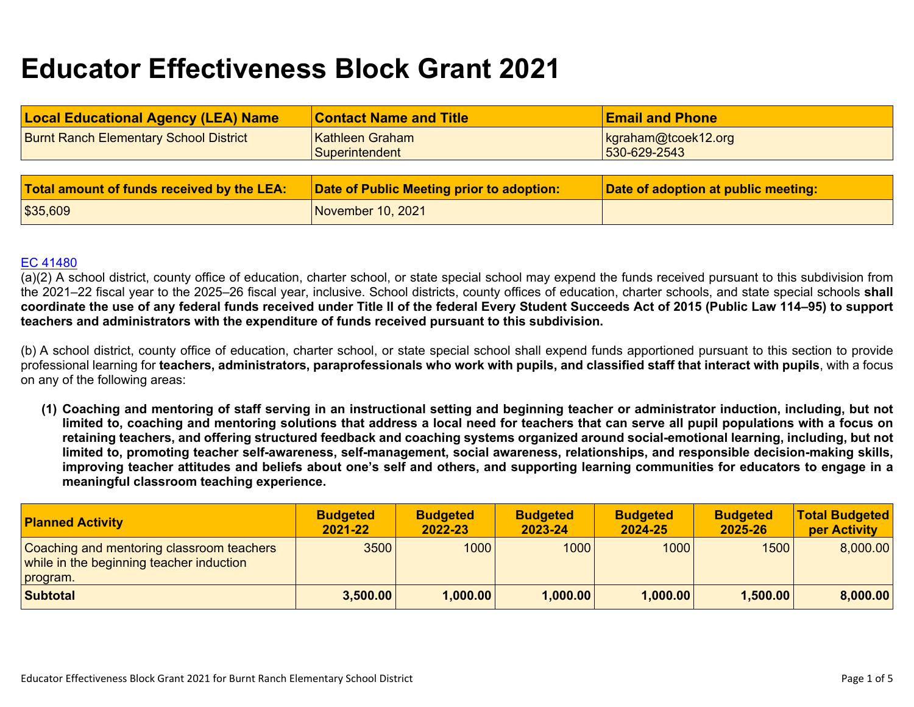# Educator Effectiveness Block Grant 2021

| Local Educational Agency (LEA) Name | Contact Name and Title | Email and Phone |
|---|---|---|
| Burnt Ranch Elementary School District | Kathleen Graham<br>Superintendent | kgraham@tcoek12.org<br>530-629-2543 |

| Total amount of funds received by the LEA: | Date of Public Meeting prior to adoption: | Date of adoption at public meeting: |
|---|---|---|
| $35,609 | November 10, 2021 | |

[EC 41480](EC 41480)

(a)(2) A school district, county office of education, charter school, or state special school may expend the funds received pursuant to this subdivision from the 2021–22 fiscal year to the 2025–26 fiscal year, inclusive. School districts, county offices of education, charter schools, and state special schools **shall coordinate the use of any federal funds received under Title II of the federal Every Student Succeeds Act of 2015 (Public Law 114–95) to support teachers and administrators with the expenditure of funds received pursuant to this subdivision.**

(b) A school district, county office of education, charter school, or state special school shall expend funds apportioned pursuant to this section to provide professional learning for **teachers, administrators, paraprofessionals who work with pupils, and classified staff that interact with pupils**, with a focus on any of the following areas:

**(1) Coaching and mentoring of staff serving in an instructional setting and beginning teacher or administrator induction, including, but not limited to, coaching and mentoring solutions that address a local need for teachers that can serve all pupil populations with a focus on retaining teachers, and offering structured feedback and coaching systems organized around social-emotional learning, including, but not limited to, promoting teacher self-awareness, self-management, social awareness, relationships, and responsible decision-making skills, improving teacher attitudes and beliefs about one's self and others, and supporting learning communities for educators to engage in a meaningful classroom teaching experience.**

| Planned Activity | Budgeted 2021-22 | Budgeted 2022-23 | Budgeted 2023-24 | Budgeted 2024-25 | Budgeted 2025-26 | Total Budgeted per Activity |
|---|---|---|---|---|---|---|
| Coaching and mentoring classroom teachers while in the beginning teacher induction program. | 3500 | 1000 | 1000 | 1000 | 1500 | 8,000.00 |
| **Subtotal** | **3,500.00** | **1,000.00** | **1,000.00** | **1,000.00** | **1,500.00** | **8,000.00** |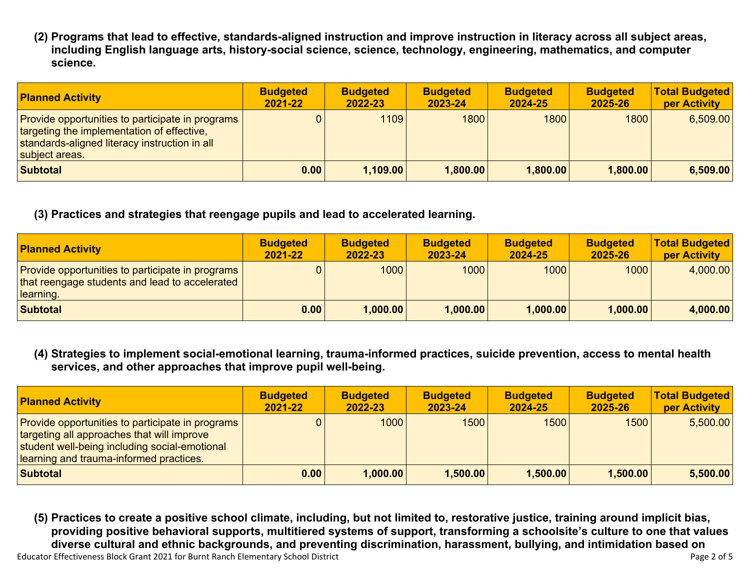**(2) Programs that lead to effective, standards-aligned instruction and improve instruction in literacy across all subject areas, including English language arts, history-social science, science, technology, engineering, mathematics, and computer science.**

| Planned Activity | Budgeted 2021-22 | Budgeted 2022-23 | Budgeted 2023-24 | Budgeted 2024-25 | Budgeted 2025-26 | Total Budgeted per Activity |
|---|---|---|---|---|---|---|
| Provide opportunities to participate in programs targeting the implementation of effective, standards-aligned literacy instruction in all subject areas. | 0 | 1109 | 1800 | 1800 | 1800 | 6,509.00 |
| **Subtotal** | **0.00** | **1,109.00** | **1,800.00** | **1,800.00** | **1,800.00** | **6,509.00** |

**(3) Practices and strategies that reengage pupils and lead to accelerated learning.**

| Planned Activity | Budgeted 2021-22 | Budgeted 2022-23 | Budgeted 2023-24 | Budgeted 2024-25 | Budgeted 2025-26 | Total Budgeted per Activity |
|---|---|---|---|---|---|---|
| Provide opportunities to participate in programs that reengage students and lead to accelerated learning. | 0 | 1000 | 1000 | 1000 | 1000 | 4,000.00 |
| **Subtotal** | **0.00** | **1,000.00** | **1,000.00** | **1,000.00** | **1,000.00** | **4,000.00** |

**(4) Strategies to implement social-emotional learning, trauma-informed practices, suicide prevention, access to mental health services, and other approaches that improve pupil well-being.**

| Planned Activity | Budgeted 2021-22 | Budgeted 2022-23 | Budgeted 2023-24 | Budgeted 2024-25 | Budgeted 2025-26 | Total Budgeted per Activity |
|---|---|---|---|---|---|---|
| Provide opportunities to participate in programs targeting all approaches that will improve student well-being including social-emotional learning and trauma-informed practices. | 0 | 1000 | 1500 | 1500 | 1500 | 5,500.00 |
| **Subtotal** | **0.00** | **1,000.00** | **1,500.00** | **1,500.00** | **1,500.00** | **5,500.00** |

**(5) Practices to create a positive school climate, including, but not limited to, restorative justice, training around implicit bias, providing positive behavioral supports, multitiered systems of support, transforming a schoolsite's culture to one that values diverse cultural and ethnic backgrounds, and preventing discrimination, harassment, bullying, and intimidation based on**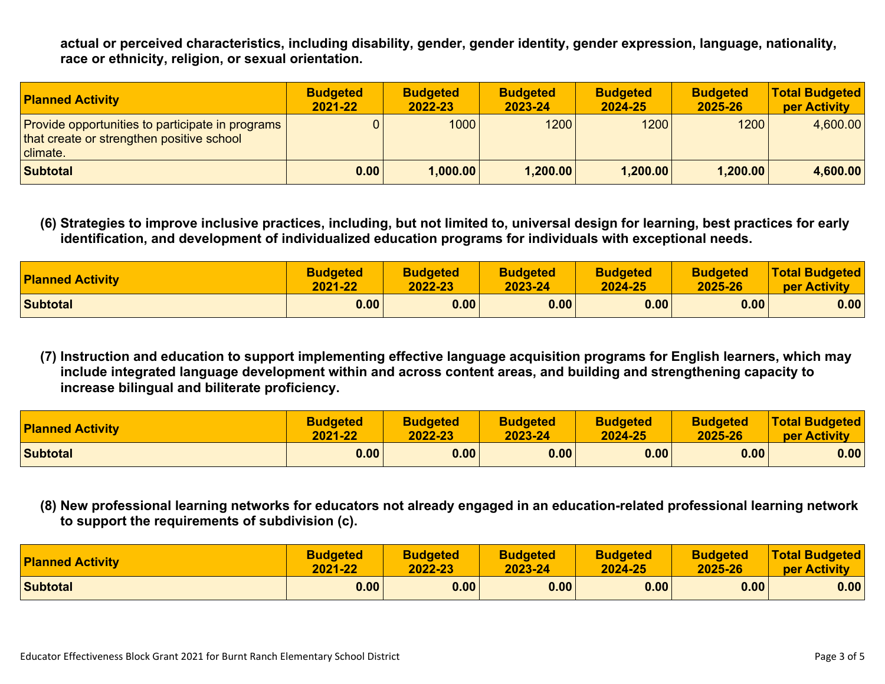**actual or perceived characteristics, including disability, gender, gender identity, gender expression, language, nationality, race or ethnicity, religion, or sexual orientation.**

| Planned Activity | Budgeted 2021-22 | Budgeted 2022-23 | Budgeted 2023-24 | Budgeted 2024-25 | Budgeted 2025-26 | Total Budgeted per Activity |
|---|---|---|---|---|---|---|
| Provide opportunities to participate in programs that create or strengthen positive school climate. | 0 | 1000 | 1200 | 1200 | 1200 | 4,600.00 |
| **Subtotal** | **0.00** | **1,000.00** | **1,200.00** | **1,200.00** | **1,200.00** | **4,600.00** |

**(6) Strategies to improve inclusive practices, including, but not limited to, universal design for learning, best practices for early identification, and development of individualized education programs for individuals with exceptional needs.**

| Planned Activity | Budgeted 2021-22 | Budgeted 2022-23 | Budgeted 2023-24 | Budgeted 2024-25 | Budgeted 2025-26 | Total Budgeted per Activity |
|---|---|---|---|---|---|---|
| **Subtotal** | **0.00** | **0.00** | **0.00** | **0.00** | **0.00** | **0.00** |

**(7) Instruction and education to support implementing effective language acquisition programs for English learners, which may include integrated language development within and across content areas, and building and strengthening capacity to increase bilingual and biliterate proficiency.**

| Planned Activity | Budgeted 2021-22 | Budgeted 2022-23 | Budgeted 2023-24 | Budgeted 2024-25 | Budgeted 2025-26 | Total Budgeted per Activity |
|---|---|---|---|---|---|---|
| **Subtotal** | **0.00** | **0.00** | **0.00** | **0.00** | **0.00** | **0.00** |

**(8) New professional learning networks for educators not already engaged in an education-related professional learning network to support the requirements of subdivision (c).**

| Planned Activity | Budgeted 2021-22 | Budgeted 2022-23 | Budgeted 2023-24 | Budgeted 2024-25 | Budgeted 2025-26 | Total Budgeted per Activity |
|---|---|---|---|---|---|---|
| **Subtotal** | **0.00** | **0.00** | **0.00** | **0.00** | **0.00** | **0.00** |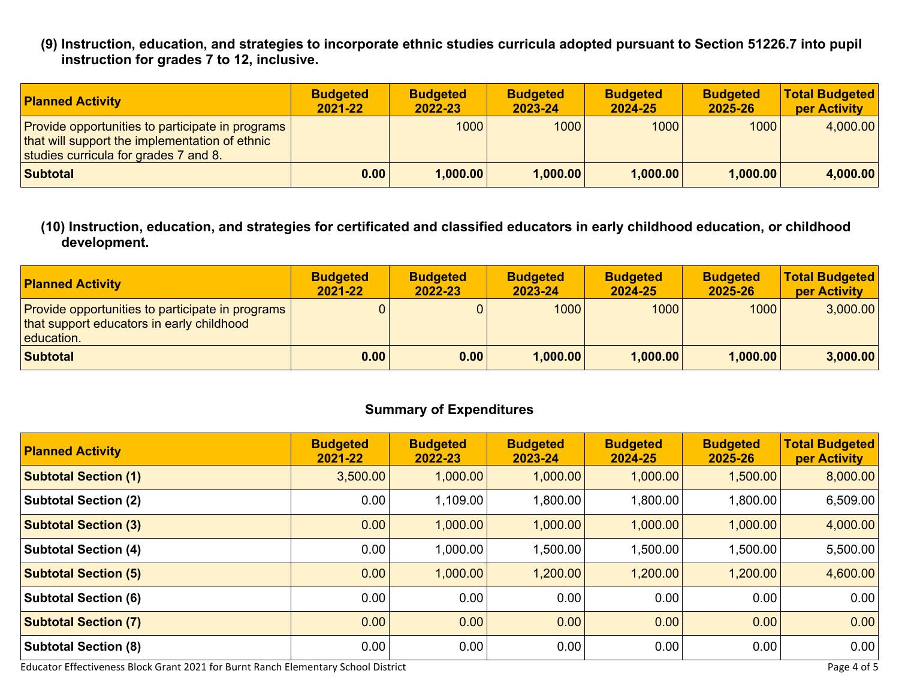**(9) Instruction, education, and strategies to incorporate ethnic studies curricula adopted pursuant to Section 51226.7 into pupil instruction for grades 7 to 12, inclusive.**

| Planned Activity | Budgeted 2021-22 | Budgeted 2022-23 | Budgeted 2023-24 | Budgeted 2024-25 | Budgeted 2025-26 | Total Budgeted per Activity |
|---|---|---|---|---|---|---|
| Provide opportunities to participate in programs that will support the implementation of ethnic studies curricula for grades 7 and 8. | | 1000 | 1000 | 1000 | 1000 | 4,000.00 |
| **Subtotal** | **0.00** | **1,000.00** | **1,000.00** | **1,000.00** | **1,000.00** | **4,000.00** |

**(10) Instruction, education, and strategies for certificated and classified educators in early childhood education, or childhood development.**

| Planned Activity | Budgeted 2021-22 | Budgeted 2022-23 | Budgeted 2023-24 | Budgeted 2024-25 | Budgeted 2025-26 | Total Budgeted per Activity |
|---|---|---|---|---|---|---|
| Provide opportunities to participate in programs that support educators in early childhood education. | 0 | 0 | 1000 | 1000 | 1000 | 3,000.00 |
| **Subtotal** | **0.00** | **0.00** | **1,000.00** | **1,000.00** | **1,000.00** | **3,000.00** |

## Summary of Expenditures

| Planned Activity | Budgeted 2021-22 | Budgeted 2022-23 | Budgeted 2023-24 | Budgeted 2024-25 | Budgeted 2025-26 | Total Budgeted per Activity |
|---|---|---|---|---|---|---|
| **Subtotal Section (1)** | 3,500.00 | 1,000.00 | 1,000.00 | 1,000.00 | 1,500.00 | 8,000.00 |
| **Subtotal Section (2)** | 0.00 | 1,109.00 | 1,800.00 | 1,800.00 | 1,800.00 | 6,509.00 |
| **Subtotal Section (3)** | 0.00 | 1,000.00 | 1,000.00 | 1,000.00 | 1,000.00 | 4,000.00 |
| **Subtotal Section (4)** | 0.00 | 1,000.00 | 1,500.00 | 1,500.00 | 1,500.00 | 5,500.00 |
| **Subtotal Section (5)** | 0.00 | 1,000.00 | 1,200.00 | 1,200.00 | 1,200.00 | 4,600.00 |
| **Subtotal Section (6)** | 0.00 | 0.00 | 0.00 | 0.00 | 0.00 | 0.00 |
| **Subtotal Section (7)** | 0.00 | 0.00 | 0.00 | 0.00 | 0.00 | 0.00 |
| **Subtotal Section (8)** | 0.00 | 0.00 | 0.00 | 0.00 | 0.00 | 0.00 |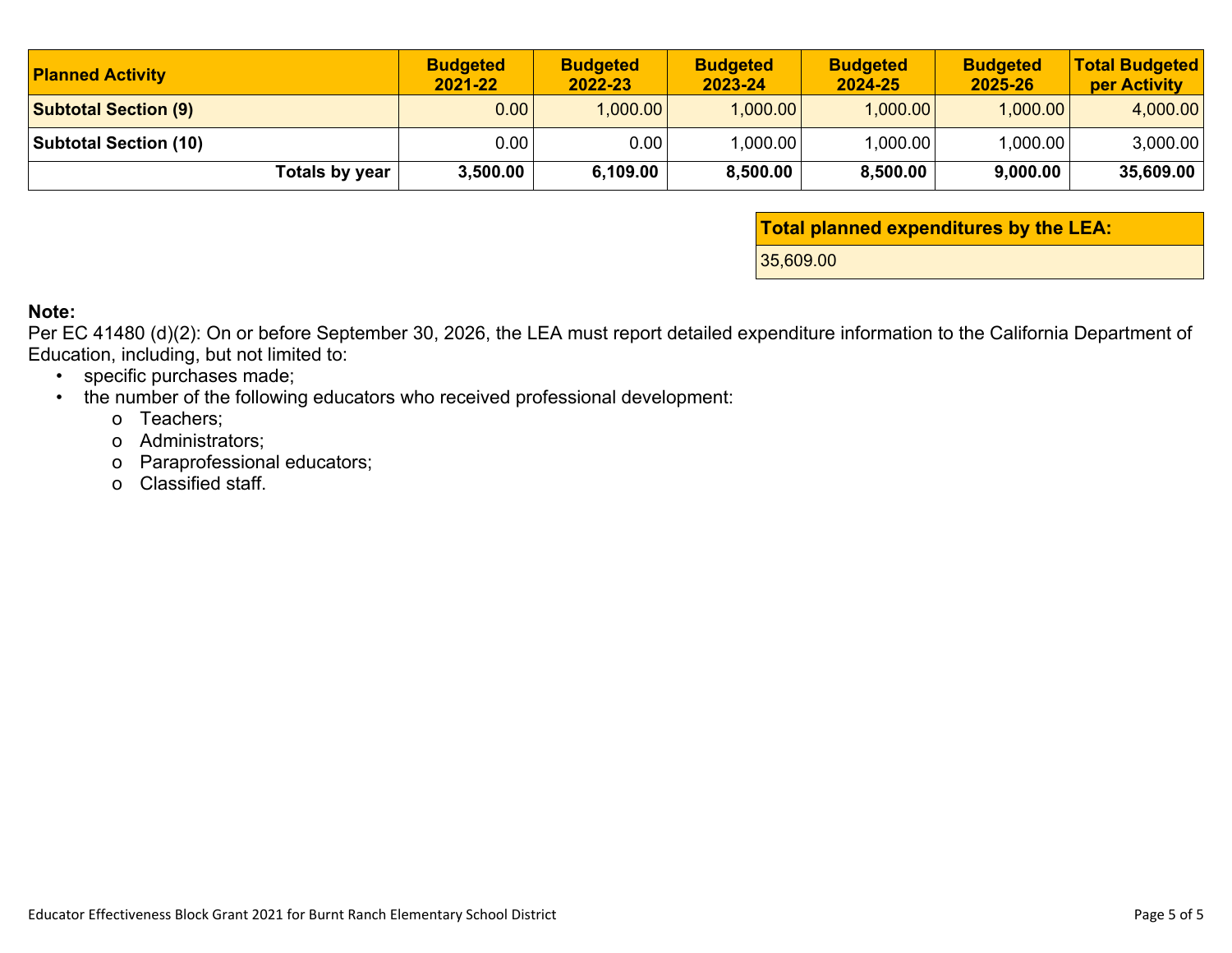| Planned Activity | Budgeted 2021-22 | Budgeted 2022-23 | Budgeted 2023-24 | Budgeted 2024-25 | Budgeted 2025-26 | Total Budgeted per Activity |
|---|---|---|---|---|---|---|
| **Subtotal Section (9)** | 0.00 | 1,000.00 | 1,000.00 | 1,000.00 | 1,000.00 | 4,000.00 |
| **Subtotal Section (10)** | 0.00 | 0.00 | 1,000.00 | 1,000.00 | 1,000.00 | 3,000.00 |
| **Totals by year** | **3,500.00** | **6,109.00** | **8,500.00** | **8,500.00** | **9,000.00** | **35,609.00** |

| **Total planned expenditures by the LEA:** |
|---|
| 35,609.00 |

**Note:**
Per EC 41480 (d)(2): On or before September 30, 2026, the LEA must report detailed expenditure information to the California Department of Education, including, but not limited to:

- specific purchases made;
- the number of the following educators who received professional development:
  - Teachers;
  - Administrators;
  - Paraprofessional educators;
  - Classified staff.